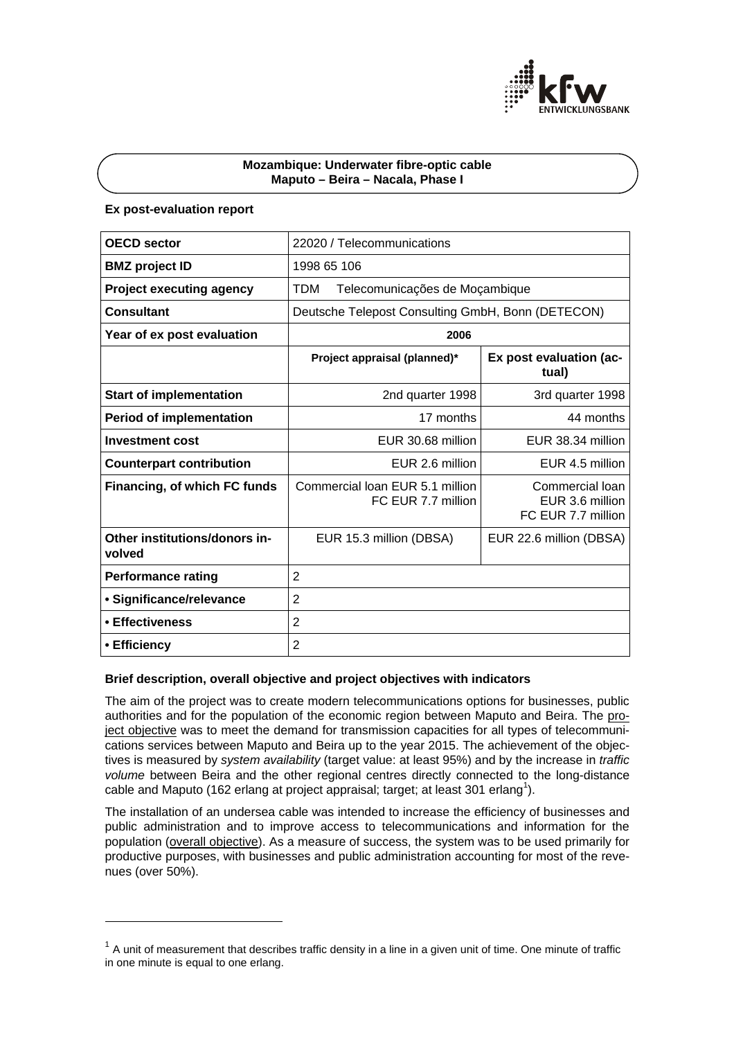## Mozambique: Underwater fibre-optic cable Maputo – Beira – Nacala, Phase I

### Ex post-evaluation report

| **OECD sector** | 22020 / Telecommunications | |
|---|---|---|
| **BMZ project ID** | 1998 65 106 | |
| **Project executing agency** | TDM Telecomunicações de Moçambique | |
| **Consultant** | Deutsche Telepost Consulting GmbH, Bonn (DETECON) | |
| **Year of ex post evaluation** | **2006** | |
| | **Project appraisal (planned)*** | **Ex post evaluation (actual)** |
| **Start of implementation** | 2nd quarter 1998 | 3rd quarter 1998 |
| **Period of implementation** | 17 months | 44 months |
| **Investment cost** | EUR 30.68 million | EUR 38.34 million |
| **Counterpart contribution** | EUR 2.6 million | EUR 4.5 million |
| **Financing, of which FC funds** | Commercial loan EUR 5.1 million FC EUR 7.7 million | Commercial loan EUR 3.6 million FC EUR 7.7 million |
| **Other institutions/donors involved** | EUR 15.3 million (DBSA) | EUR 22.6 million (DBSA) |
| **Performance rating** | 2 | |
| **• Significance/relevance** | 2 | |
| **• Effectiveness** | 2 | |
| **• Efficiency** | 2 | |

### Brief description, overall objective and project objectives with indicators

The aim of the project was to create modern telecommunications options for businesses, public authorities and for the population of the economic region between Maputo and Beira. The project objective was to meet the demand for transmission capacities for all types of telecommunications services between Maputo and Beira up to the year 2015. The achievement of the objectives is measured by *system availability* (target value: at least 95%) and by the increase in *traffic volume* between Beira and the other regional centres directly connected to the long-distance cable and Maputo (162 erlang at project appraisal; target; at least 301 erlang[1]).

The installation of an undersea cable was intended to increase the efficiency of businesses and public administration and to improve access to telecommunications and information for the population (overall objective). As a measure of success, the system was to be used primarily for productive purposes, with businesses and public administration accounting for most of the revenues (over 50%).

[1] A unit of measurement that describes traffic density in a line in a given unit of time. One minute of traffic in one minute is equal to one erlang.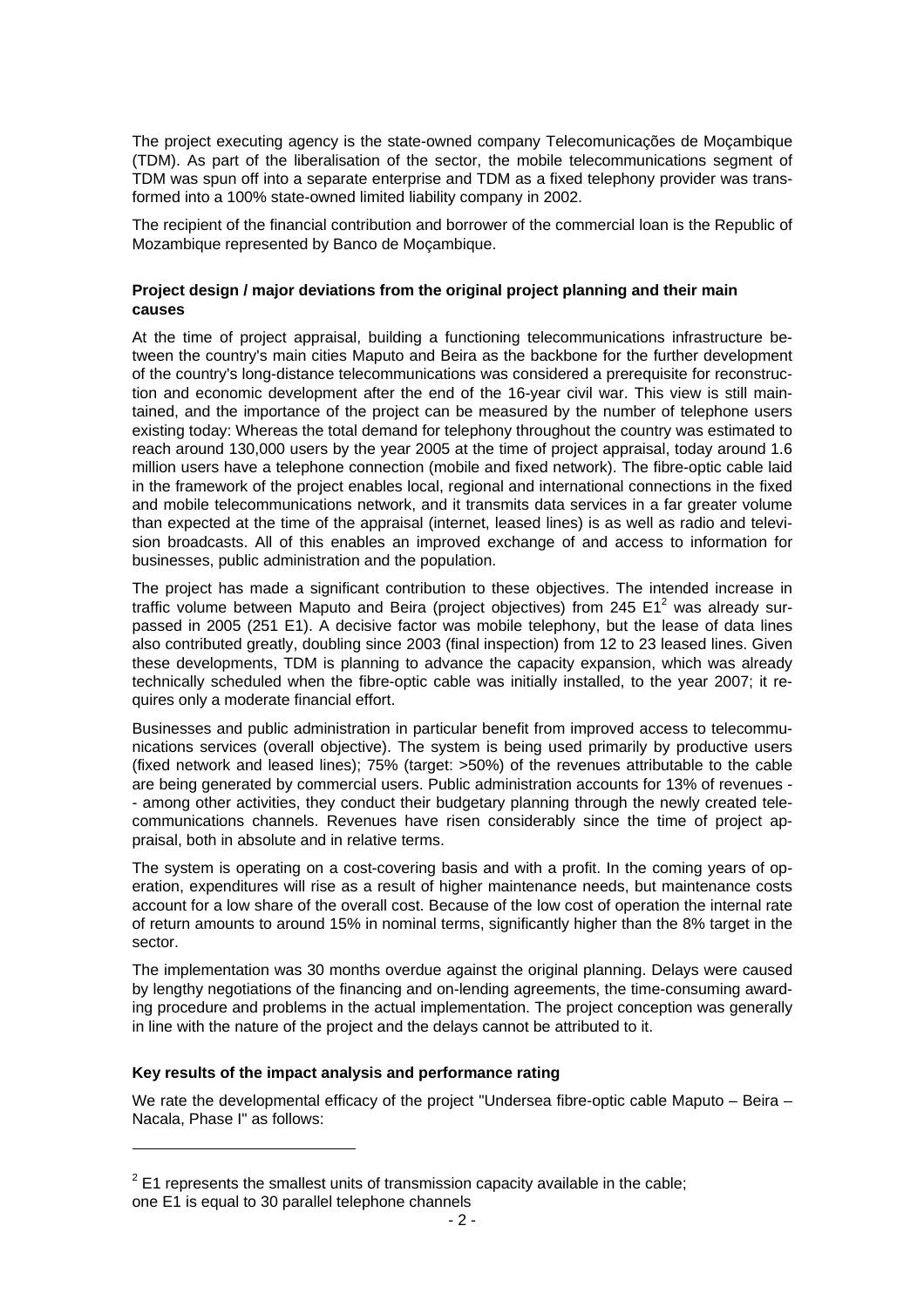The project executing agency is the state-owned company Telecomunicações de Moçambique (TDM). As part of the liberalisation of the sector, the mobile telecommunications segment of TDM was spun off into a separate enterprise and TDM as a fixed telephony provider was transformed into a 100% state-owned limited liability company in 2002.

The recipient of the financial contribution and borrower of the commercial loan is the Republic of Mozambique represented by Banco de Moçambique.

**Project design / major deviations from the original project planning and their main causes**

At the time of project appraisal, building a functioning telecommunications infrastructure between the country's main cities Maputo and Beira as the backbone for the further development of the country's long-distance telecommunications was considered a prerequisite for reconstruction and economic development after the end of the 16-year civil war. This view is still maintained, and the importance of the project can be measured by the number of telephone users existing today: Whereas the total demand for telephony throughout the country was estimated to reach around 130,000 users by the year 2005 at the time of project appraisal, today around 1.6 million users have a telephone connection (mobile and fixed network). The fibre-optic cable laid in the framework of the project enables local, regional and international connections in the fixed and mobile telecommunications network, and it transmits data services in a far greater volume than expected at the time of the appraisal (internet, leased lines) is as well as radio and television broadcasts. All of this enables an improved exchange of and access to information for businesses, public administration and the population.

The project has made a significant contribution to these objectives. The intended increase in traffic volume between Maputo and Beira (project objectives) from 245 E1[2] was already surpassed in 2005 (251 E1). A decisive factor was mobile telephony, but the lease of data lines also contributed greatly, doubling since 2003 (final inspection) from 12 to 23 leased lines. Given these developments, TDM is planning to advance the capacity expansion, which was already technically scheduled when the fibre-optic cable was initially installed, to the year 2007; it requires only a moderate financial effort.

Businesses and public administration in particular benefit from improved access to telecommunications services (overall objective). The system is being used primarily by productive users (fixed network and leased lines); 75% (target: >50%) of the revenues attributable to the cable are being generated by commercial users. Public administration accounts for 13% of revenues -- among other activities, they conduct their budgetary planning through the newly created telecommunications channels. Revenues have risen considerably since the time of project appraisal, both in absolute and in relative terms.

The system is operating on a cost-covering basis and with a profit. In the coming years of operation, expenditures will rise as a result of higher maintenance needs, but maintenance costs account for a low share of the overall cost. Because of the low cost of operation the internal rate of return amounts to around 15% in nominal terms, significantly higher than the 8% target in the sector.

The implementation was 30 months overdue against the original planning. Delays were caused by lengthy negotiations of the financing and on-lending agreements, the time-consuming awarding procedure and problems in the actual implementation. The project conception was generally in line with the nature of the project and the delays cannot be attributed to it.

**Key results of the impact analysis and performance rating**

We rate the developmental efficacy of the project "Undersea fibre-optic cable Maputo – Beira – Nacala, Phase I" as follows:

[2] E1 represents the smallest units of transmission capacity available in the cable; one E1 is equal to 30 parallel telephone channels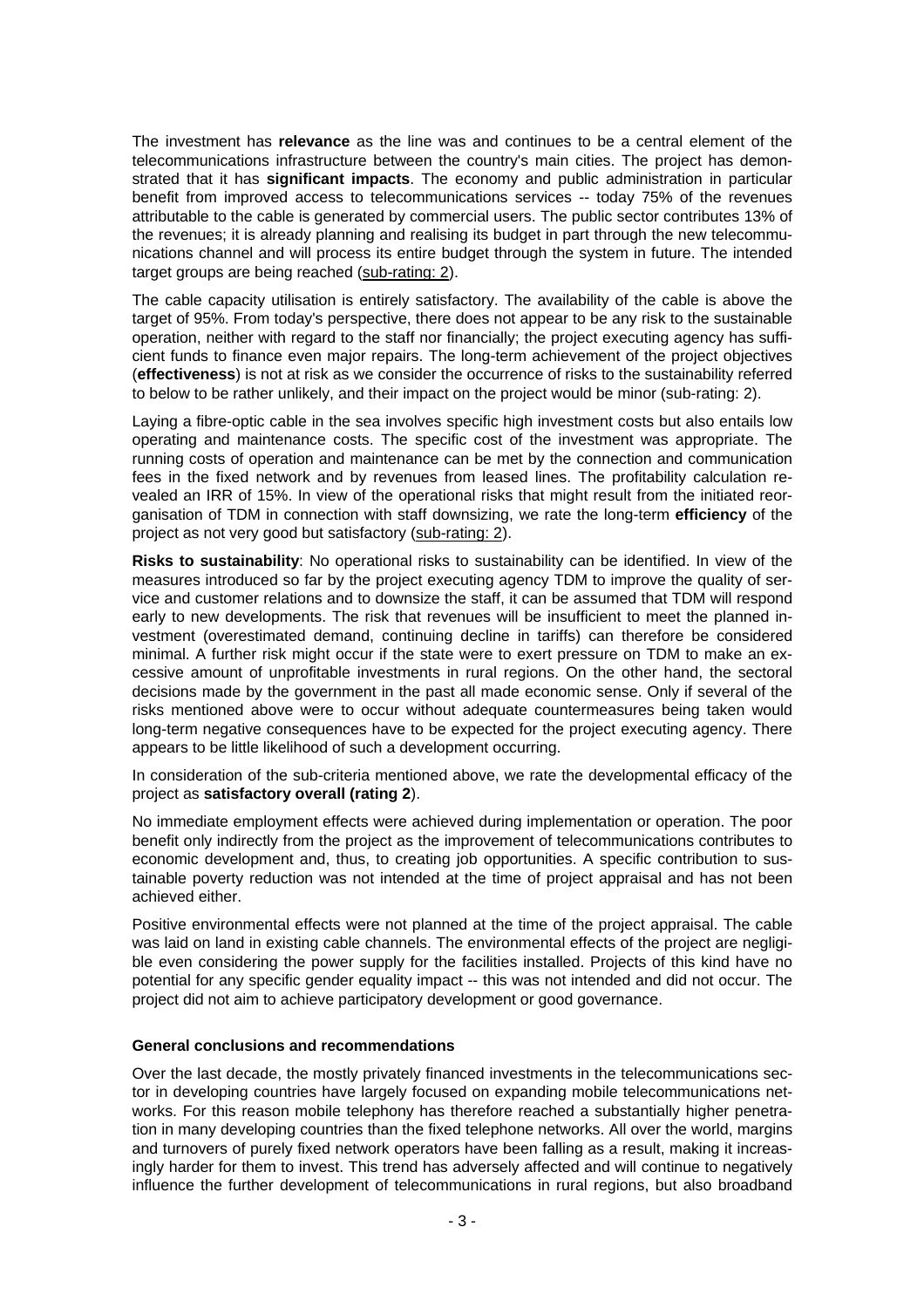The investment has **relevance** as the line was and continues to be a central element of the telecommunications infrastructure between the country's main cities. The project has demonstrated that it has **significant impacts**. The economy and public administration in particular benefit from improved access to telecommunications services -- today 75% of the revenues attributable to the cable is generated by commercial users. The public sector contributes 13% of the revenues; it is already planning and realising its budget in part through the new telecommunications channel and will process its entire budget through the system in future. The intended target groups are being reached (sub-rating: 2).

The cable capacity utilisation is entirely satisfactory. The availability of the cable is above the target of 95%. From today's perspective, there does not appear to be any risk to the sustainable operation, neither with regard to the staff nor financially; the project executing agency has sufficient funds to finance even major repairs. The long-term achievement of the project objectives (**effectiveness**) is not at risk as we consider the occurrence of risks to the sustainability referred to below to be rather unlikely, and their impact on the project would be minor (sub-rating: 2).

Laying a fibre-optic cable in the sea involves specific high investment costs but also entails low operating and maintenance costs. The specific cost of the investment was appropriate. The running costs of operation and maintenance can be met by the connection and communication fees in the fixed network and by revenues from leased lines. The profitability calculation revealed an IRR of 15%. In view of the operational risks that might result from the initiated reorganisation of TDM in connection with staff downsizing, we rate the long-term **efficiency** of the project as not very good but satisfactory (sub-rating: 2).

**Risks to sustainability**: No operational risks to sustainability can be identified. In view of the measures introduced so far by the project executing agency TDM to improve the quality of service and customer relations and to downsize the staff, it can be assumed that TDM will respond early to new developments. The risk that revenues will be insufficient to meet the planned investment (overestimated demand, continuing decline in tariffs) can therefore be considered minimal. A further risk might occur if the state were to exert pressure on TDM to make an excessive amount of unprofitable investments in rural regions. On the other hand, the sectoral decisions made by the government in the past all made economic sense. Only if several of the risks mentioned above were to occur without adequate countermeasures being taken would long-term negative consequences have to be expected for the project executing agency. There appears to be little likelihood of such a development occurring.

In consideration of the sub-criteria mentioned above, we rate the developmental efficacy of the project as **satisfactory overall (rating 2**).

No immediate employment effects were achieved during implementation or operation. The poor benefit only indirectly from the project as the improvement of telecommunications contributes to economic development and, thus, to creating job opportunities. A specific contribution to sustainable poverty reduction was not intended at the time of project appraisal and has not been achieved either.

Positive environmental effects were not planned at the time of the project appraisal. The cable was laid on land in existing cable channels. The environmental effects of the project are negligible even considering the power supply for the facilities installed. Projects of this kind have no potential for any specific gender equality impact -- this was not intended and did not occur. The project did not aim to achieve participatory development or good governance.

#### General conclusions and recommendations

Over the last decade, the mostly privately financed investments in the telecommunications sector in developing countries have largely focused on expanding mobile telecommunications networks. For this reason mobile telephony has therefore reached a substantially higher penetration in many developing countries than the fixed telephone networks. All over the world, margins and turnovers of purely fixed network operators have been falling as a result, making it increasingly harder for them to invest. This trend has adversely affected and will continue to negatively influence the further development of telecommunications in rural regions, but also broadband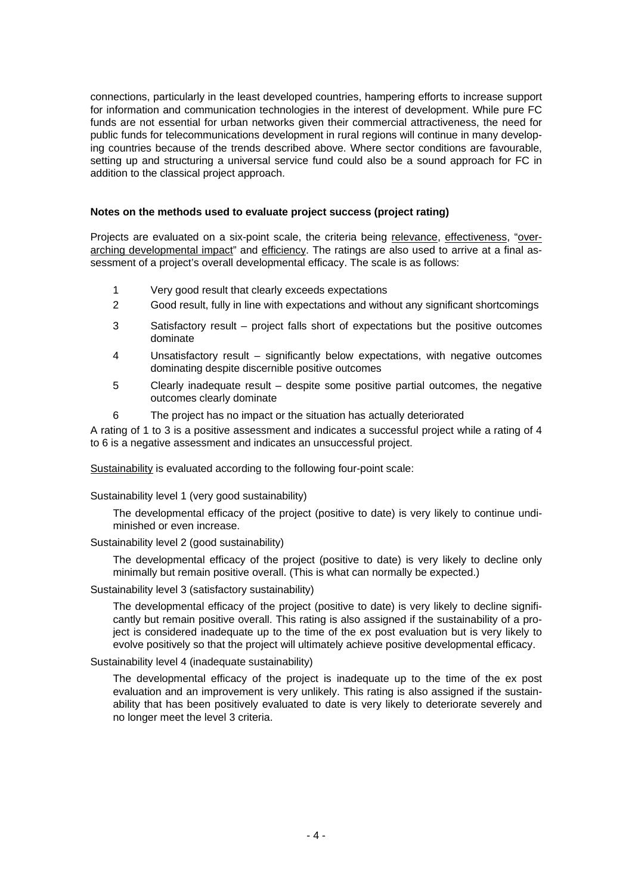connections, particularly in the least developed countries, hampering efforts to increase support for information and communication technologies in the interest of development. While pure FC funds are not essential for urban networks given their commercial attractiveness, the need for public funds for telecommunications development in rural regions will continue in many developing countries because of the trends described above. Where sector conditions are favourable, setting up and structuring a universal service fund could also be a sound approach for FC in addition to the classical project approach.

**Notes on the methods used to evaluate project success (project rating)**

Projects are evaluated on a six-point scale, the criteria being relevance, effectiveness, "overarching developmental impact" and efficiency. The ratings are also used to arrive at a final assessment of a project's overall developmental efficacy. The scale is as follows:

1 Very good result that clearly exceeds expectations

2 Good result, fully in line with expectations and without any significant shortcomings

3 Satisfactory result – project falls short of expectations but the positive outcomes dominate

4 Unsatisfactory result – significantly below expectations, with negative outcomes dominating despite discernible positive outcomes

5 Clearly inadequate result – despite some positive partial outcomes, the negative outcomes clearly dominate

6 The project has no impact or the situation has actually deteriorated

A rating of 1 to 3 is a positive assessment and indicates a successful project while a rating of 4 to 6 is a negative assessment and indicates an unsuccessful project.

Sustainability is evaluated according to the following four-point scale:

Sustainability level 1 (very good sustainability)

The developmental efficacy of the project (positive to date) is very likely to continue undiminished or even increase.

Sustainability level 2 (good sustainability)

The developmental efficacy of the project (positive to date) is very likely to decline only minimally but remain positive overall. (This is what can normally be expected.)

Sustainability level 3 (satisfactory sustainability)

The developmental efficacy of the project (positive to date) is very likely to decline significantly but remain positive overall. This rating is also assigned if the sustainability of a project is considered inadequate up to the time of the ex post evaluation but is very likely to evolve positively so that the project will ultimately achieve positive developmental efficacy.

Sustainability level 4 (inadequate sustainability)

The developmental efficacy of the project is inadequate up to the time of the ex post evaluation and an improvement is very unlikely. This rating is also assigned if the sustainability that has been positively evaluated to date is very likely to deteriorate severely and no longer meet the level 3 criteria.